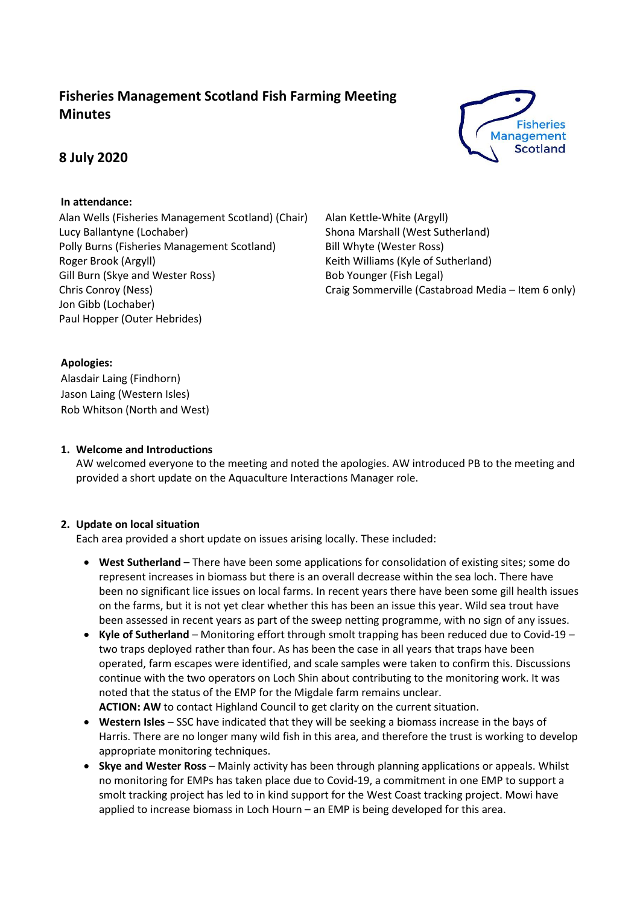# Fisheries Management Scotland Fish Farming Meeting Minutes

## 8 July 2020

**In attendance:**

Alan Wells (Fisheries Management Scotland) (Chair)
Lucy Ballantyne (Lochaber)
Polly Burns (Fisheries Management Scotland)
Roger Brook (Argyll)
Gill Burn (Skye and Wester Ross)
Chris Conroy (Ness)
Jon Gibb (Lochaber)
Paul Hopper (Outer Hebrides)
Alan Kettle-White (Argyll)
Shona Marshall (West Sutherland)
Bill Whyte (Wester Ross)
Keith Williams (Kyle of Sutherland)
Bob Younger (Fish Legal)
Craig Sommerville (Castabroad Media – Item 6 only)

**Apologies:**

Alasdair Laing (Findhorn)
Jason Laing (Western Isles)
Rob Whitson (North and West)

1. **Welcome and Introductions**
   AW welcomed everyone to the meeting and noted the apologies. AW introduced PB to the meeting and provided a short update on the Aquaculture Interactions Manager role.

2. **Update on local situation**
   Each area provided a short update on issues arising locally. These included:

   - **West Sutherland** – There have been some applications for consolidation of existing sites; some do represent increases in biomass but there is an overall decrease within the sea loch. There have been no significant lice issues on local farms. In recent years there have been some gill health issues on the farms, but it is not yet clear whether this has been an issue this year. Wild sea trout have been assessed in recent years as part of the sweep netting programme, with no sign of any issues.
   - **Kyle of Sutherland** – Monitoring effort through smolt trapping has been reduced due to Covid-19 – two traps deployed rather than four. As has been the case in all years that traps have been operated, farm escapes were identified, and scale samples were taken to confirm this. Discussions continue with the two operators on Loch Shin about contributing to the monitoring work. It was noted that the status of the EMP for the Migdale farm remains unclear.
     **ACTION: AW** to contact Highland Council to get clarity on the current situation.
   - **Western Isles** – SSC have indicated that they will be seeking a biomass increase in the bays of Harris. There are no longer many wild fish in this area, and therefore the trust is working to develop appropriate monitoring techniques.
   - **Skye and Wester Ross** – Mainly activity has been through planning applications or appeals. Whilst no monitoring for EMPs has taken place due to Covid-19, a commitment in one EMP to support a smolt tracking project has led to in kind support for the West Coast tracking project. Mowi have applied to increase biomass in Loch Hourn – an EMP is being developed for this area.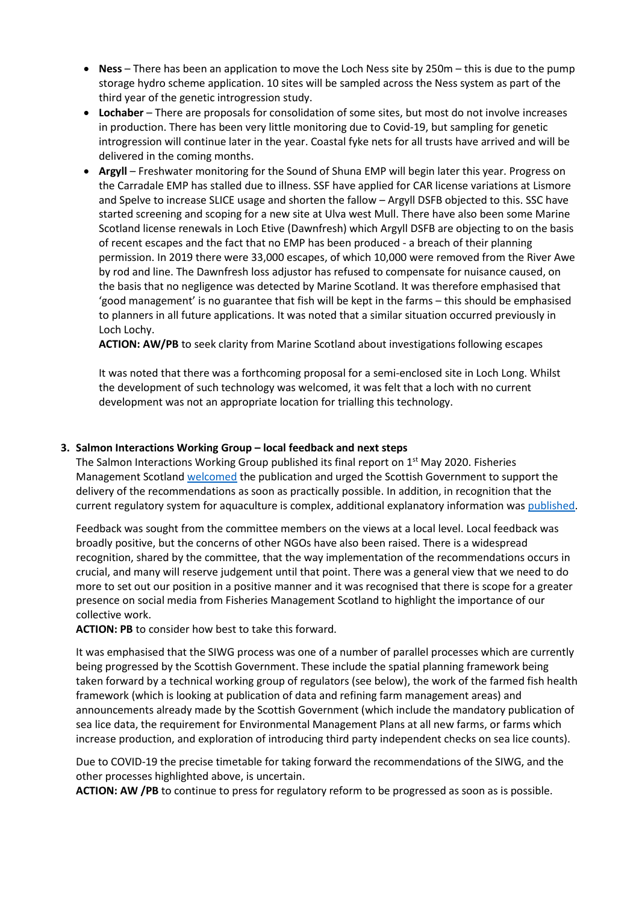- **Ness** – There has been an application to move the Loch Ness site by 250m – this is due to the pump storage hydro scheme application. 10 sites will be sampled across the Ness system as part of the third year of the genetic introgression study.
- **Lochaber** – There are proposals for consolidation of some sites, but most do not involve increases in production. There has been very little monitoring due to Covid-19, but sampling for genetic introgression will continue later in the year. Coastal fyke nets for all trusts have arrived and will be delivered in the coming months.
- **Argyll** – Freshwater monitoring for the Sound of Shuna EMP will begin later this year. Progress on the Carradale EMP has stalled due to illness. SSF have applied for CAR license variations at Lismore and Spelve to increase SLICE usage and shorten the fallow – Argyll DSFB objected to this. SSC have started screening and scoping for a new site at Ulva west Mull. There have also been some Marine Scotland license renewals in Loch Etive (Dawnfresh) which Argyll DSFB are objecting to on the basis of recent escapes and the fact that no EMP has been produced - a breach of their planning permission. In 2019 there were 33,000 escapes, of which 10,000 were removed from the River Awe by rod and line. The Dawnfresh loss adjustor has refused to compensate for nuisance caused, on the basis that no negligence was detected by Marine Scotland. It was therefore emphasised that 'good management' is no guarantee that fish will be kept in the farms – this should be emphasised to planners in all future applications. It was noted that a similar situation occurred previously in Loch Lochy.

  **ACTION: AW/PB** to seek clarity from Marine Scotland about investigations following escapes

  It was noted that there was a forthcoming proposal for a semi-enclosed site in Loch Long. Whilst the development of such technology was welcomed, it was felt that a loch with no current development was not an appropriate location for trialling this technology.

**3. Salmon Interactions Working Group – local feedback and next steps**

The Salmon Interactions Working Group published its final report on 1st May 2020. Fisheries Management Scotland welcomed the publication and urged the Scottish Government to support the delivery of the recommendations as soon as practically possible. In addition, in recognition that the current regulatory system for aquaculture is complex, additional explanatory information was published.

Feedback was sought from the committee members on the views at a local level. Local feedback was broadly positive, but the concerns of other NGOs have also been raised. There is a widespread recognition, shared by the committee, that the way implementation of the recommendations occurs in crucial, and many will reserve judgement until that point. There was a general view that we need to do more to set out our position in a positive manner and it was recognised that there is scope for a greater presence on social media from Fisheries Management Scotland to highlight the importance of our collective work.

**ACTION: PB** to consider how best to take this forward.

It was emphasised that the SIWG process was one of a number of parallel processes which are currently being progressed by the Scottish Government. These include the spatial planning framework being taken forward by a technical working group of regulators (see below), the work of the farmed fish health framework (which is looking at publication of data and refining farm management areas) and announcements already made by the Scottish Government (which include the mandatory publication of sea lice data, the requirement for Environmental Management Plans at all new farms, or farms which increase production, and exploration of introducing third party independent checks on sea lice counts).

Due to COVID-19 the precise timetable for taking forward the recommendations of the SIWG, and the other processes highlighted above, is uncertain.

**ACTION: AW /PB** to continue to press for regulatory reform to be progressed as soon as is possible.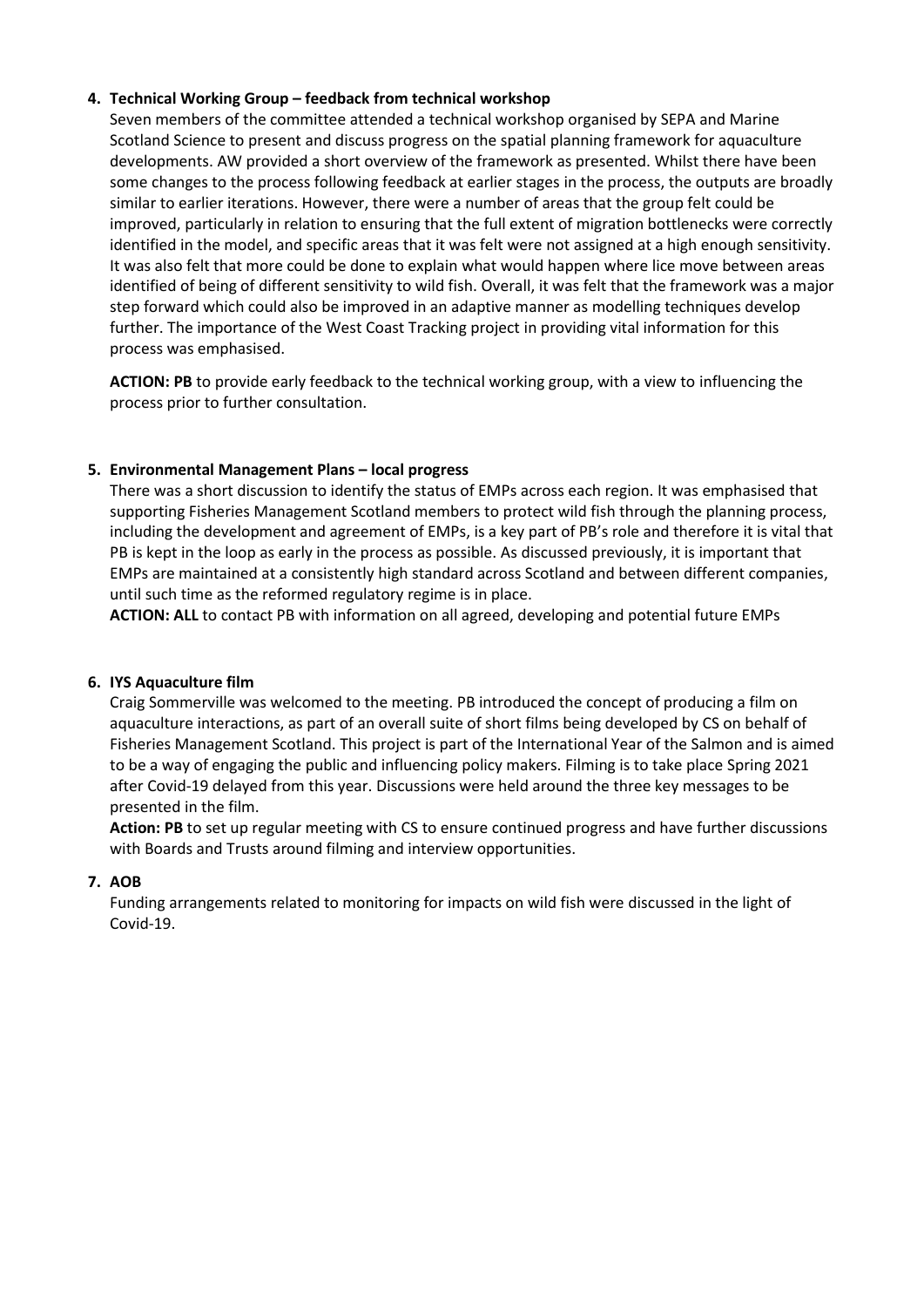4. **Technical Working Group – feedback from technical workshop**

   Seven members of the committee attended a technical workshop organised by SEPA and Marine Scotland Science to present and discuss progress on the spatial planning framework for aquaculture developments. AW provided a short overview of the framework as presented. Whilst there have been some changes to the process following feedback at earlier stages in the process, the outputs are broadly similar to earlier iterations. However, there were a number of areas that the group felt could be improved, particularly in relation to ensuring that the full extent of migration bottlenecks were correctly identified in the model, and specific areas that it was felt were not assigned at a high enough sensitivity. It was also felt that more could be done to explain what would happen where lice move between areas identified of being of different sensitivity to wild fish. Overall, it was felt that the framework was a major step forward which could also be improved in an adaptive manner as modelling techniques develop further. The importance of the West Coast Tracking project in providing vital information for this process was emphasised.

   **ACTION: PB** to provide early feedback to the technical working group, with a view to influencing the process prior to further consultation.

5. **Environmental Management Plans – local progress**

   There was a short discussion to identify the status of EMPs across each region. It was emphasised that supporting Fisheries Management Scotland members to protect wild fish through the planning process, including the development and agreement of EMPs, is a key part of PB's role and therefore it is vital that PB is kept in the loop as early in the process as possible. As discussed previously, it is important that EMPs are maintained at a consistently high standard across Scotland and between different companies, until such time as the reformed regulatory regime is in place.

   **ACTION: ALL** to contact PB with information on all agreed, developing and potential future EMPs

6. **IYS Aquaculture film**

   Craig Sommerville was welcomed to the meeting. PB introduced the concept of producing a film on aquaculture interactions, as part of an overall suite of short films being developed by CS on behalf of Fisheries Management Scotland. This project is part of the International Year of the Salmon and is aimed to be a way of engaging the public and influencing policy makers. Filming is to take place Spring 2021 after Covid-19 delayed from this year. Discussions were held around the three key messages to be presented in the film.

   **Action: PB** to set up regular meeting with CS to ensure continued progress and have further discussions with Boards and Trusts around filming and interview opportunities.

7. **AOB**

   Funding arrangements related to monitoring for impacts on wild fish were discussed in the light of Covid-19.